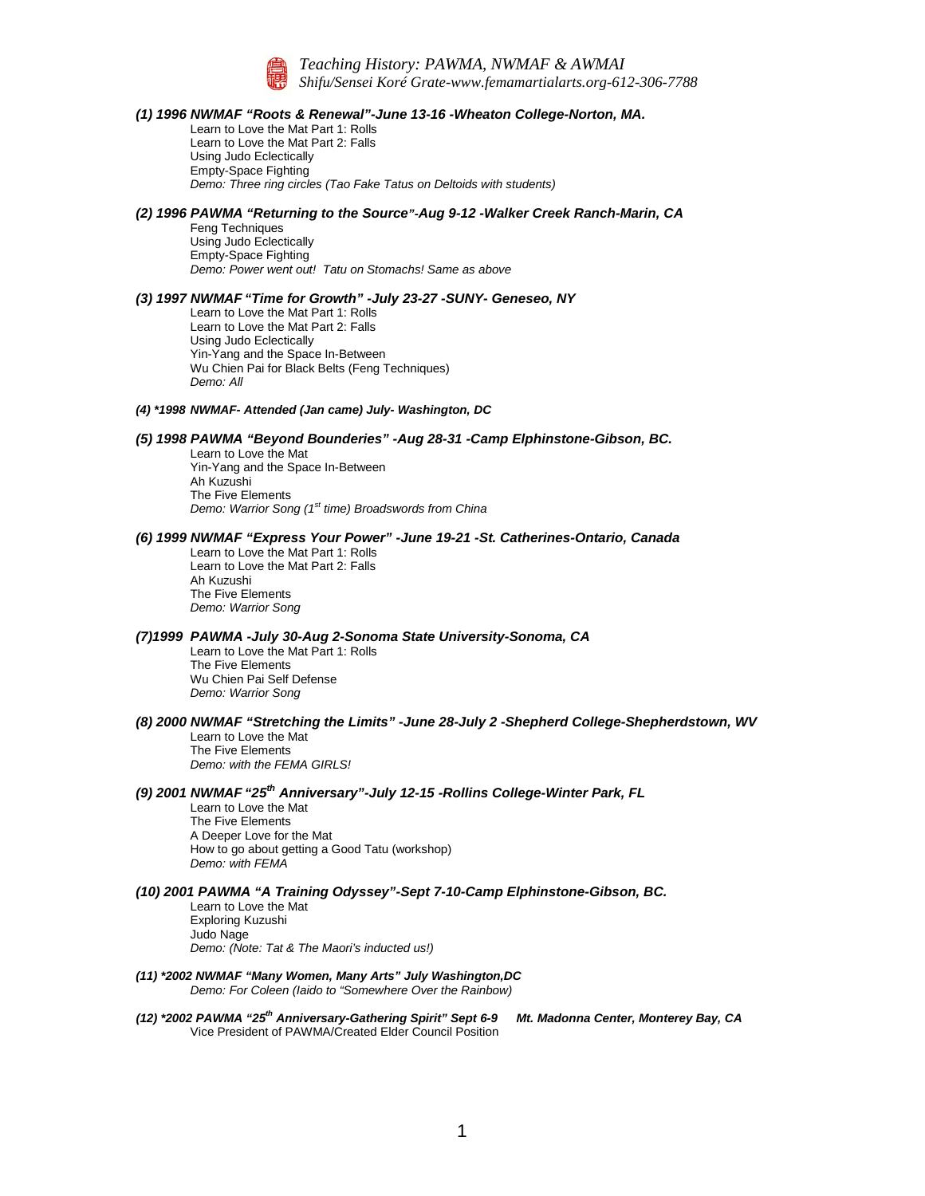*Teaching History: PAWMA, NWMAF & AWMAI*
*Shifu/Sensei Koré Grate-www.femamartialarts.org-612-306-7788*

***(1) 1996 NWMAF "Roots & Renewal"-June 13-16 -Wheaton College-Norton, MA.***

Learn to Love the Mat Part 1: Rolls
Learn to Love the Mat Part 2: Falls
Using Judo Eclectically
Empty-Space Fighting
*Demo: Three ring circles (Tao Fake Tatus on Deltoids with students)*

***(2) 1996 PAWMA "Returning to the Source"-Aug 9-12 -Walker Creek Ranch-Marin, CA***

Feng Techniques
Using Judo Eclectically
Empty-Space Fighting
*Demo: Power went out! Tatu on Stomachs! Same as above*

***(3) 1997 NWMAF "Time for Growth" -July 23-27 -SUNY- Geneseo, NY***

Learn to Love the Mat Part 1: Rolls
Learn to Love the Mat Part 2: Falls
Using Judo Eclectically
Yin-Yang and the Space In-Between
Wu Chien Pai for Black Belts (Feng Techniques)
*Demo: All*

***(4) \*1998 NWMAF- Attended (Jan came) July- Washington, DC***

***(5) 1998 PAWMA "Beyond Bounderies" -Aug 28-31 -Camp Elphinstone-Gibson, BC.***

Learn to Love the Mat
Yin-Yang and the Space In-Between
Ah Kuzushi
The Five Elements
*Demo: Warrior Song (1st time) Broadswords from China*

***(6) 1999 NWMAF "Express Your Power" -June 19-21 -St. Catherines-Ontario, Canada***

Learn to Love the Mat Part 1: Rolls
Learn to Love the Mat Part 2: Falls
Ah Kuzushi
The Five Elements
*Demo: Warrior Song*

***(7)1999 PAWMA -July 30-Aug 2-Sonoma State University-Sonoma, CA***

Learn to Love the Mat Part 1: Rolls
The Five Elements
Wu Chien Pai Self Defense
*Demo: Warrior Song*

***(8) 2000 NWMAF "Stretching the Limits" -June 28-July 2 -Shepherd College-Shepherdstown, WV***

Learn to Love the Mat
The Five Elements
*Demo: with the FEMA GIRLS!*

***(9) 2001 NWMAF "25th Anniversary"-July 12-15 -Rollins College-Winter Park, FL***

Learn to Love the Mat
The Five Elements
A Deeper Love for the Mat
How to go about getting a Good Tatu (workshop)
*Demo: with FEMA*

***(10) 2001 PAWMA "A Training Odyssey"-Sept 7-10-Camp Elphinstone-Gibson, BC.***

Learn to Love the Mat
Exploring Kuzushi
Judo Nage
*Demo: (Note: Tat & The Maori's inducted us!)*

***(11) \*2002 NWMAF "Many Women, Many Arts" July Washington,DC***

*Demo: For Coleen (Iaido to "Somewhere Over the Rainbow)*

***(12) \*2002 PAWMA "25th Anniversary-Gathering Spirit" Sept 6-9 Mt. Madonna Center, Monterey Bay, CA***

Vice President of PAWMA/Created Elder Council Position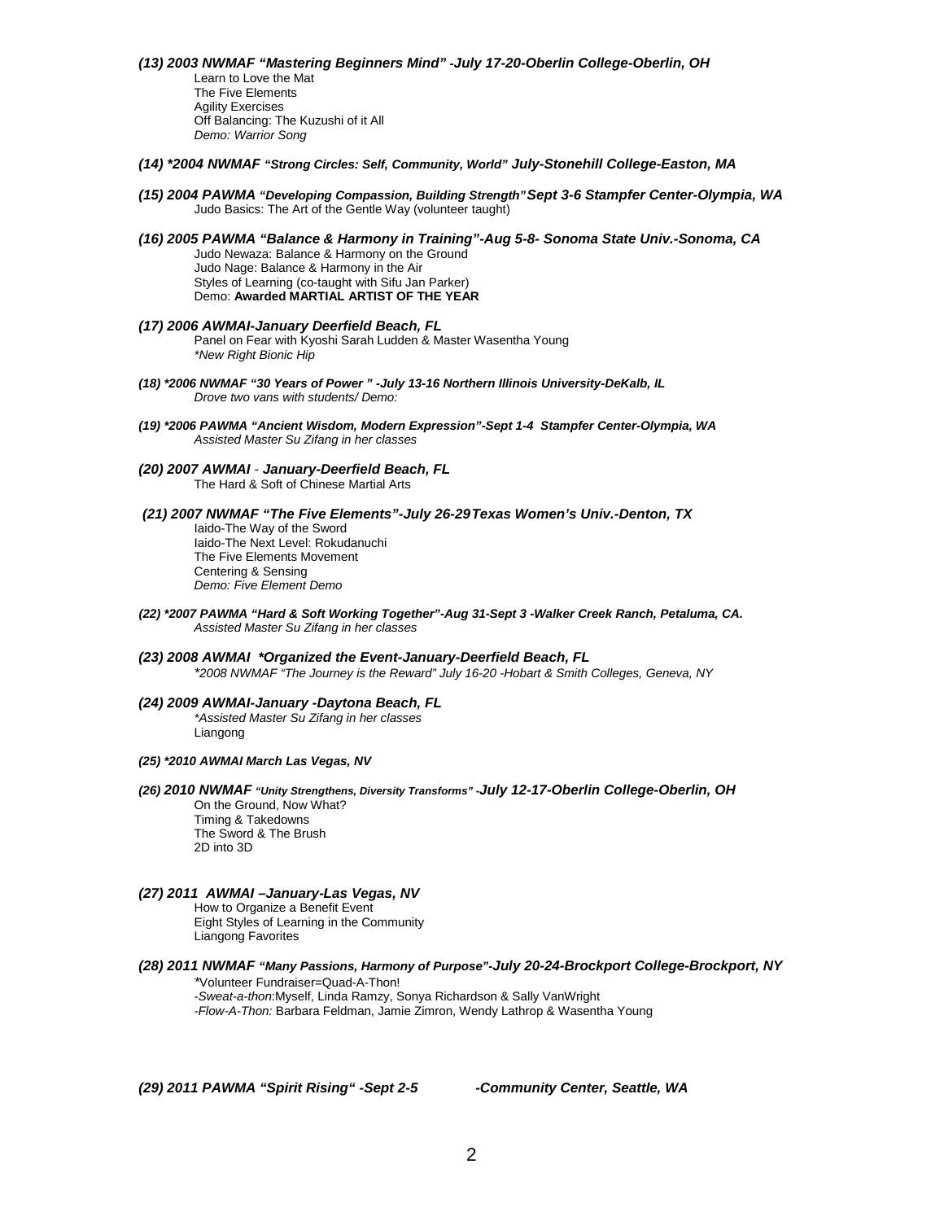***(13) 2003 NWMAF "Mastering Beginners Mind" -July 17-20-Oberlin College-Oberlin, OH***

Learn to Love the Mat
The Five Elements
Agility Exercises
Off Balancing: The Kuzushi of it All
*Demo: Warrior Song*

***(14) *2004 NWMAF "Strong Circles: Self, Community, World" July-Stonehill College-Easton, MA***

***(15) 2004 PAWMA "Developing Compassion, Building Strength" Sept 3-6 Stampfer Center-Olympia, WA***

Judo Basics: The Art of the Gentle Way (volunteer taught)

***(16) 2005 PAWMA "Balance & Harmony in Training"-Aug 5-8- Sonoma State Univ.-Sonoma, CA***

Judo Newaza: Balance & Harmony on the Ground
Judo Nage: Balance & Harmony in the Air
Styles of Learning (co-taught with Sifu Jan Parker)
Demo: **Awarded MARTIAL ARTIST OF THE YEAR**

***(17) 2006 AWMAI-January Deerfield Beach, FL***

Panel on Fear with Kyoshi Sarah Ludden & Master Wasentha Young
*\*New Right Bionic Hip*

***(18) *2006 NWMAF "30 Years of Power " -July 13-16 Northern Illinois University-DeKalb, IL***

*Drove two vans with students/ Demo:*

***(19) *2006 PAWMA "Ancient Wisdom, Modern Expression"-Sept 1-4 Stampfer Center-Olympia, WA***

*Assisted Master Su Zifang in her classes*

***(20) 2007 AWMAI - January-Deerfield Beach, FL***

The Hard & Soft of Chinese Martial Arts

***(21) 2007 NWMAF "The Five Elements"-July 26-29 Texas Women's Univ.-Denton, TX***

Iaido-The Way of the Sword
Iaido-The Next Level: Rokudanuchi
The Five Elements Movement
Centering & Sensing
*Demo: Five Element Demo*

***(22) *2007 PAWMA "Hard & Soft Working Together"-Aug 31-Sept 3 -Walker Creek Ranch, Petaluma, CA.***

*Assisted Master Su Zifang in her classes*

***(23) 2008 AWMAI *Organized the Event-January-Deerfield Beach, FL***

*\*2008 NWMAF "The Journey is the Reward" July 16-20 -Hobart & Smith Colleges, Geneva, NY*

***(24) 2009 AWMAI-January -Daytona Beach, FL***

*\*Assisted Master Su Zifang in her classes*
Liangong

***(25) *2010 AWMAI March Las Vegas, NV***

***(26) 2010 NWMAF "Unity Strengthens, Diversity Transforms" -July 12-17-Oberlin College-Oberlin, OH***

On the Ground, Now What?
Timing & Takedowns
The Sword & The Brush
2D into 3D

***(27) 2011 AWMAI –January-Las Vegas, NV***

How to Organize a Benefit Event
Eight Styles of Learning in the Community
Liangong Favorites

***(28) 2011 NWMAF "Many Passions, Harmony of Purpose"-July 20-24-Brockport College-Brockport, NY***

*\**Volunteer Fundraiser=Quad-A-Thon!
-*Sweat-a-thon*:Myself, Linda Ramzy, Sonya Richardson & Sally VanWright
-*Flow-A-Thon:* Barbara Feldman, Jamie Zimron, Wendy Lathrop & Wasentha Young

***(29) 2011 PAWMA "Spirit Rising" -Sept 2-5 -Community Center, Seattle, WA***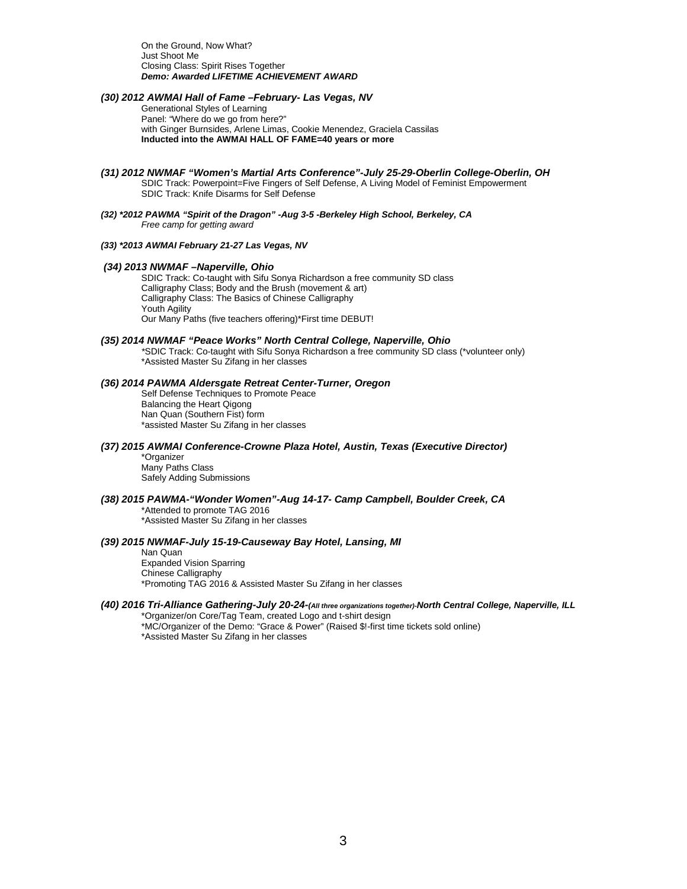On the Ground, Now What?
Just Shoot Me
Closing Class: Spirit Rises Together
***Demo: Awarded LIFETIME ACHIEVEMENT AWARD***

***(30) 2012 AWMAI Hall of Fame –February- Las Vegas, NV***

Generational Styles of Learning
Panel: "Where do we go from here?"
with Ginger Burnsides, Arlene Limas, Cookie Menendez, Graciela Cassilas
**Inducted into the AWMAI HALL OF FAME=40 years or more**

***(31) 2012 NWMAF "Women's Martial Arts Conference"-July 25-29-Oberlin College-Oberlin, OH***

SDIC Track: Powerpoint=Five Fingers of Self Defense, A Living Model of Feminist Empowerment
SDIC Track: Knife Disarms for Self Defense

***(32) *2012 PAWMA "Spirit of the Dragon" -Aug 3-5 -Berkeley High School, Berkeley, CA***

*Free camp for getting award*

***(33) *2013 AWMAI February 21-27 Las Vegas, NV***

***(34) 2013 NWMAF –Naperville, Ohio***

SDIC Track: Co-taught with Sifu Sonya Richardson a free community SD class
Calligraphy Class; Body and the Brush (movement & art)
Calligraphy Class: The Basics of Chinese Calligraphy
Youth Agility
Our Many Paths (five teachers offering)*First time DEBUT!

***(35) 2014 NWMAF "Peace Works" North Central College, Naperville, Ohio***

*SDIC Track: Co-taught with Sifu Sonya Richardson a free community SD class (*volunteer only)
*Assisted Master Su Zifang in her classes

***(36) 2014 PAWMA Aldersgate Retreat Center-Turner, Oregon***

Self Defense Techniques to Promote Peace
Balancing the Heart Qigong
Nan Quan (Southern Fist) form
*assisted Master Su Zifang in her classes

***(37) 2015 AWMAI Conference-Crowne Plaza Hotel, Austin, Texas (Executive Director)***

*Organizer
Many Paths Class
Safely Adding Submissions

***(38) 2015 PAWMA-"Wonder Women"-Aug 14-17- Camp Campbell, Boulder Creek, CA***

*Attended to promote TAG 2016
*Assisted Master Su Zifang in her classes

***(39) 2015 NWMAF-July 15-19-Causeway Bay Hotel, Lansing, MI***

Nan Quan
Expanded Vision Sparring
Chinese Calligraphy
*Promoting TAG 2016 & Assisted Master Su Zifang in her classes

***(40) 2016 Tri-Alliance Gathering-July 20-24-(All three organizations together)-North Central College, Naperville, ILL***

*Organizer/on Core/Tag Team, created Logo and t-shirt design
*MC/Organizer of the Demo: "Grace & Power" (Raised $!-first time tickets sold online)
*Assisted Master Su Zifang in her classes